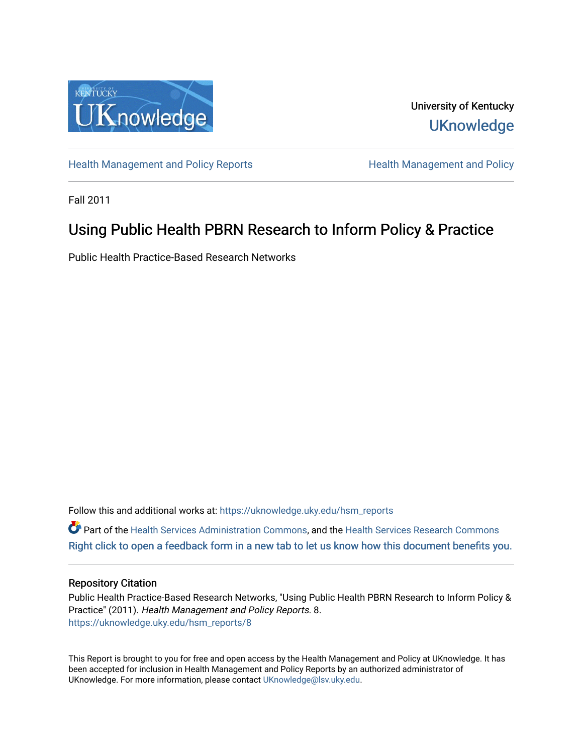University of Kentucky
UKnowledge

Health Management and Policy Reports | Health Management and Policy

Fall 2011

# Using Public Health PBRN Research to Inform Policy & Practice

Public Health Practice-Based Research Networks

Follow this and additional works at: https://uknowledge.uky.edu/hsm_reports

Part of the Health Services Administration Commons, and the Health Services Research Commons
Right click to open a feedback form in a new tab to let us know how this document benefits you.

## Repository Citation

Public Health Practice-Based Research Networks, "Using Public Health PBRN Research to Inform Policy & Practice" (2011). *Health Management and Policy Reports*. 8.
https://uknowledge.uky.edu/hsm_reports/8

This Report is brought to you for free and open access by the Health Management and Policy at UKnowledge. It has been accepted for inclusion in Health Management and Policy Reports by an authorized administrator of UKnowledge. For more information, please contact UKnowledge@lsv.uky.edu.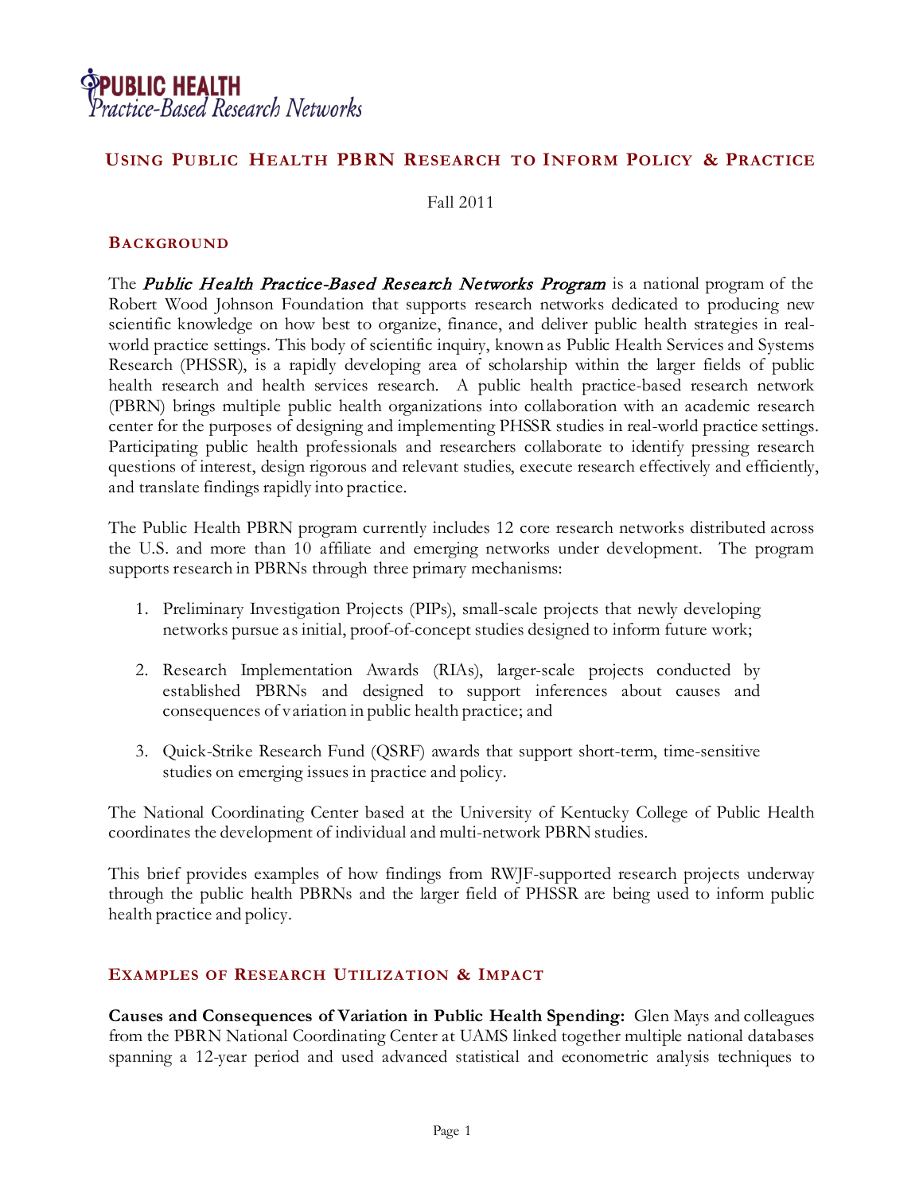## Using Public Health PBRN Research to Inform Policy & Practice

Fall 2011

### Background

The ***Public Health Practice-Based Research Networks Program*** is a national program of the Robert Wood Johnson Foundation that supports research networks dedicated to producing new scientific knowledge on how best to organize, finance, and deliver public health strategies in real-world practice settings. This body of scientific inquiry, known as Public Health Services and Systems Research (PHSSR), is a rapidly developing area of scholarship within the larger fields of public health research and health services research. A public health practice-based research network (PBRN) brings multiple public health organizations into collaboration with an academic research center for the purposes of designing and implementing PHSSR studies in real-world practice settings. Participating public health professionals and researchers collaborate to identify pressing research questions of interest, design rigorous and relevant studies, execute research effectively and efficiently, and translate findings rapidly into practice.

The Public Health PBRN program currently includes 12 core research networks distributed across the U.S. and more than 10 affiliate and emerging networks under development. The program supports research in PBRNs through three primary mechanisms:

1. Preliminary Investigation Projects (PIPs), small-scale projects that newly developing networks pursue as initial, proof-of-concept studies designed to inform future work;

2. Research Implementation Awards (RIAs), larger-scale projects conducted by established PBRNs and designed to support inferences about causes and consequences of variation in public health practice; and

3. Quick-Strike Research Fund (QSRF) awards that support short-term, time-sensitive studies on emerging issues in practice and policy.

The National Coordinating Center based at the University of Kentucky College of Public Health coordinates the development of individual and multi-network PBRN studies.

This brief provides examples of how findings from RWJF-supported research projects underway through the public health PBRNs and the larger field of PHSSR are being used to inform public health practice and policy.

### Examples of Research Utilization & Impact

**Causes and Consequences of Variation in Public Health Spending:** Glen Mays and colleagues from the PBRN National Coordinating Center at UAMS linked together multiple national databases spanning a 12-year period and used advanced statistical and econometric analysis techniques to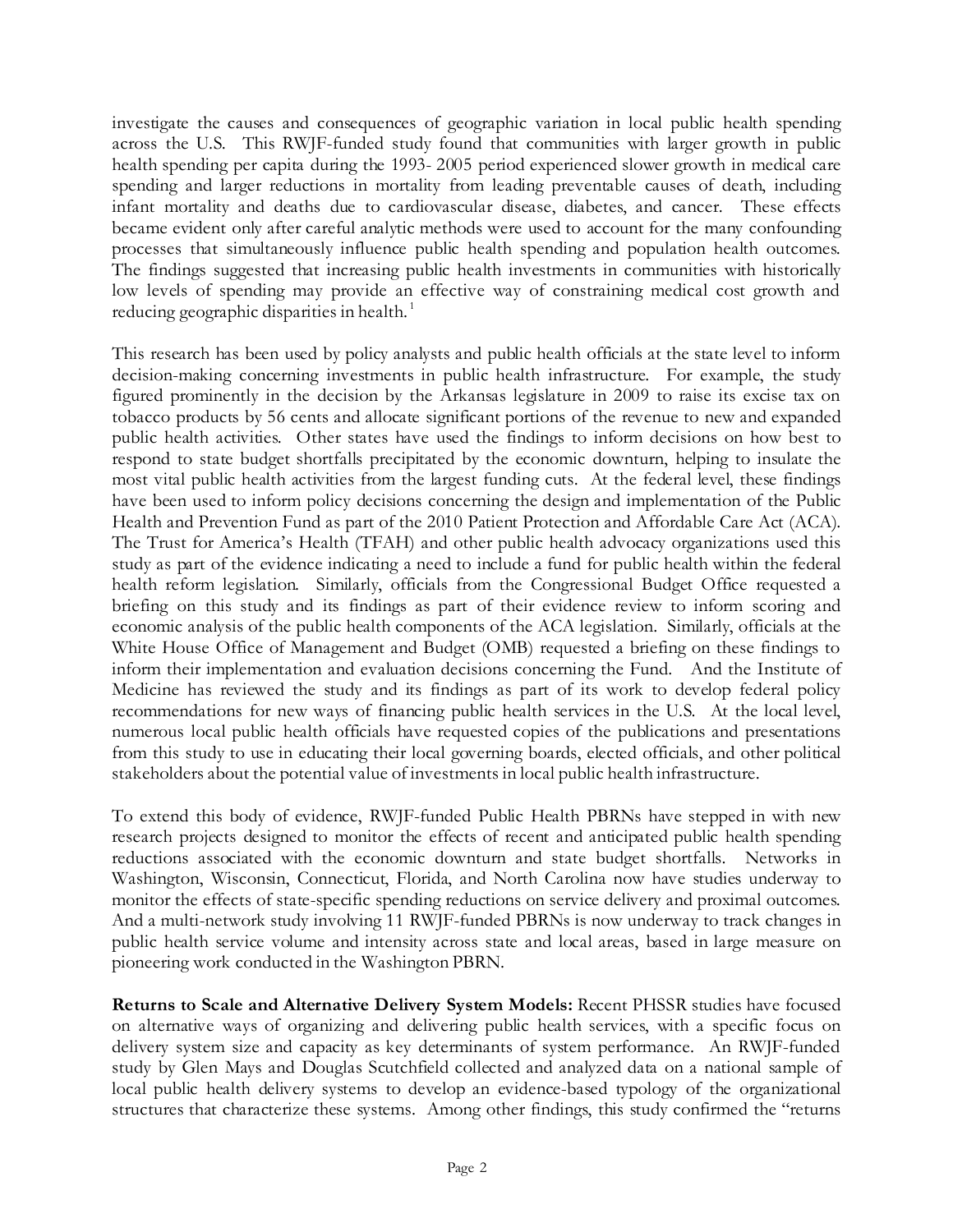investigate the causes and consequences of geographic variation in local public health spending across the U.S. This RWJF-funded study found that communities with larger growth in public health spending per capita during the 1993- 2005 period experienced slower growth in medical care spending and larger reductions in mortality from leading preventable causes of death, including infant mortality and deaths due to cardiovascular disease, diabetes, and cancer. These effects became evident only after careful analytic methods were used to account for the many confounding processes that simultaneously influence public health spending and population health outcomes. The findings suggested that increasing public health investments in communities with historically low levels of spending may provide an effective way of constraining medical cost growth and reducing geographic disparities in health.[1]

This research has been used by policy analysts and public health officials at the state level to inform decision-making concerning investments in public health infrastructure. For example, the study figured prominently in the decision by the Arkansas legislature in 2009 to raise its excise tax on tobacco products by 56 cents and allocate significant portions of the revenue to new and expanded public health activities. Other states have used the findings to inform decisions on how best to respond to state budget shortfalls precipitated by the economic downturn, helping to insulate the most vital public health activities from the largest funding cuts. At the federal level, these findings have been used to inform policy decisions concerning the design and implementation of the Public Health and Prevention Fund as part of the 2010 Patient Protection and Affordable Care Act (ACA). The Trust for America's Health (TFAH) and other public health advocacy organizations used this study as part of the evidence indicating a need to include a fund for public health within the federal health reform legislation. Similarly, officials from the Congressional Budget Office requested a briefing on this study and its findings as part of their evidence review to inform scoring and economic analysis of the public health components of the ACA legislation. Similarly, officials at the White House Office of Management and Budget (OMB) requested a briefing on these findings to inform their implementation and evaluation decisions concerning the Fund. And the Institute of Medicine has reviewed the study and its findings as part of its work to develop federal policy recommendations for new ways of financing public health services in the U.S. At the local level, numerous local public health officials have requested copies of the publications and presentations from this study to use in educating their local governing boards, elected officials, and other political stakeholders about the potential value of investments in local public health infrastructure.

To extend this body of evidence, RWJF-funded Public Health PBRNs have stepped in with new research projects designed to monitor the effects of recent and anticipated public health spending reductions associated with the economic downturn and state budget shortfalls. Networks in Washington, Wisconsin, Connecticut, Florida, and North Carolina now have studies underway to monitor the effects of state-specific spending reductions on service delivery and proximal outcomes. And a multi-network study involving 11 RWJF-funded PBRNs is now underway to track changes in public health service volume and intensity across state and local areas, based in large measure on pioneering work conducted in the Washington PBRN.

**Returns to Scale and Alternative Delivery System Models:** Recent PHSSR studies have focused on alternative ways of organizing and delivering public health services, with a specific focus on delivery system size and capacity as key determinants of system performance. An RWJF-funded study by Glen Mays and Douglas Scutchfield collected and analyzed data on a national sample of local public health delivery systems to develop an evidence-based typology of the organizational structures that characterize these systems. Among other findings, this study confirmed the "returns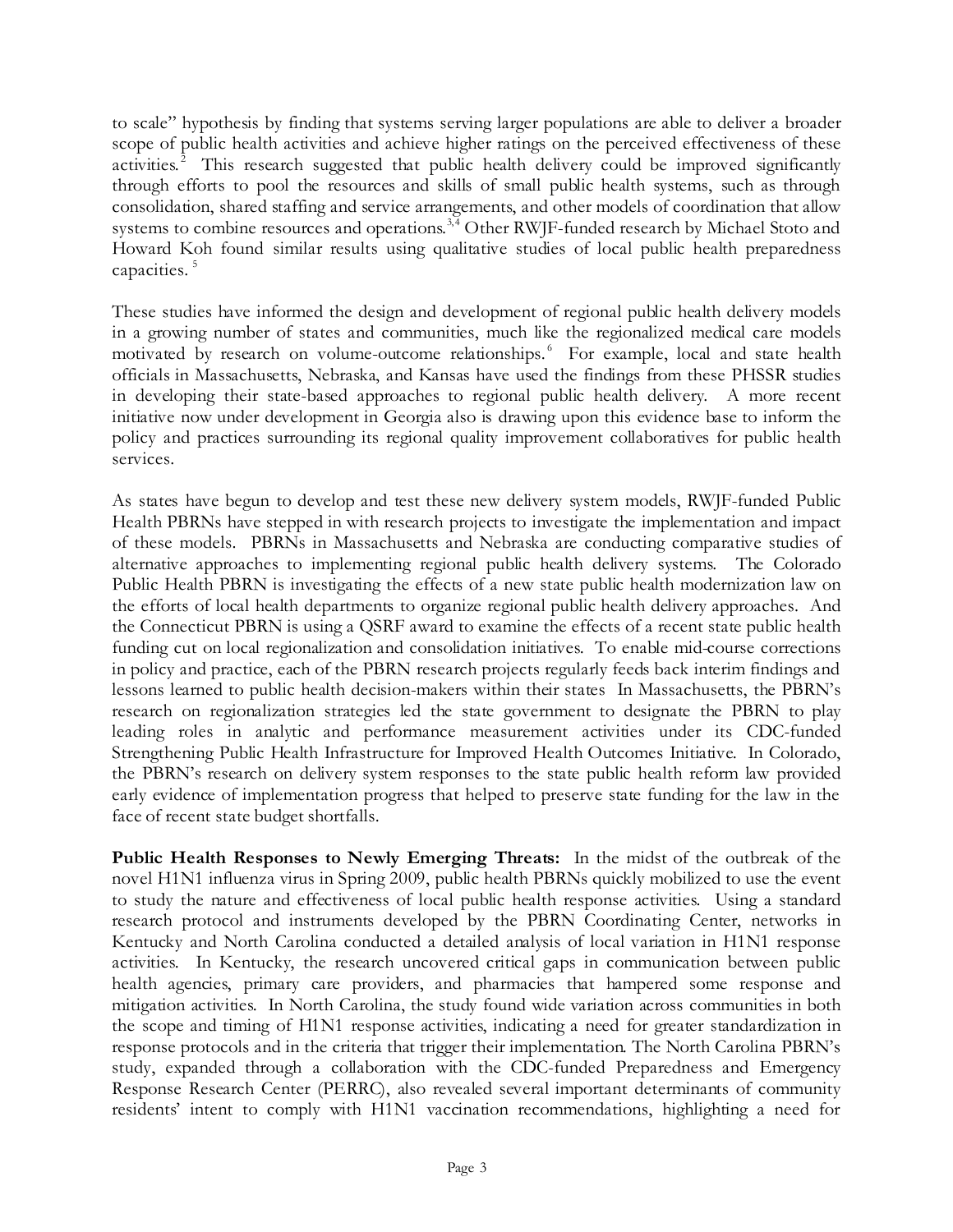to scale" hypothesis by finding that systems serving larger populations are able to deliver a broader scope of public health activities and achieve higher ratings on the perceived effectiveness of these activities.[2] This research suggested that public health delivery could be improved significantly through efforts to pool the resources and skills of small public health systems, such as through consolidation, shared staffing and service arrangements, and other models of coordination that allow systems to combine resources and operations.[3,4] Other RWJF-funded research by Michael Stoto and Howard Koh found similar results using qualitative studies of local public health preparedness capacities.[5]

These studies have informed the design and development of regional public health delivery models in a growing number of states and communities, much like the regionalized medical care models motivated by research on volume-outcome relationships.[6] For example, local and state health officials in Massachusetts, Nebraska, and Kansas have used the findings from these PHSSR studies in developing their state-based approaches to regional public health delivery. A more recent initiative now under development in Georgia also is drawing upon this evidence base to inform the policy and practices surrounding its regional quality improvement collaboratives for public health services.

As states have begun to develop and test these new delivery system models, RWJF-funded Public Health PBRNs have stepped in with research projects to investigate the implementation and impact of these models. PBRNs in Massachusetts and Nebraska are conducting comparative studies of alternative approaches to implementing regional public health delivery systems. The Colorado Public Health PBRN is investigating the effects of a new state public health modernization law on the efforts of local health departments to organize regional public health delivery approaches. And the Connecticut PBRN is using a QSRF award to examine the effects of a recent state public health funding cut on local regionalization and consolidation initiatives. To enable mid-course corrections in policy and practice, each of the PBRN research projects regularly feeds back interim findings and lessons learned to public health decision-makers within their states In Massachusetts, the PBRN's research on regionalization strategies led the state government to designate the PBRN to play leading roles in analytic and performance measurement activities under its CDC-funded Strengthening Public Health Infrastructure for Improved Health Outcomes Initiative. In Colorado, the PBRN's research on delivery system responses to the state public health reform law provided early evidence of implementation progress that helped to preserve state funding for the law in the face of recent state budget shortfalls.

**Public Health Responses to Newly Emerging Threats:** In the midst of the outbreak of the novel H1N1 influenza virus in Spring 2009, public health PBRNs quickly mobilized to use the event to study the nature and effectiveness of local public health response activities. Using a standard research protocol and instruments developed by the PBRN Coordinating Center, networks in Kentucky and North Carolina conducted a detailed analysis of local variation in H1N1 response activities. In Kentucky, the research uncovered critical gaps in communication between public health agencies, primary care providers, and pharmacies that hampered some response and mitigation activities. In North Carolina, the study found wide variation across communities in both the scope and timing of H1N1 response activities, indicating a need for greater standardization in response protocols and in the criteria that trigger their implementation. The North Carolina PBRN's study, expanded through a collaboration with the CDC-funded Preparedness and Emergency Response Research Center (PERRC), also revealed several important determinants of community residents' intent to comply with H1N1 vaccination recommendations, highlighting a need for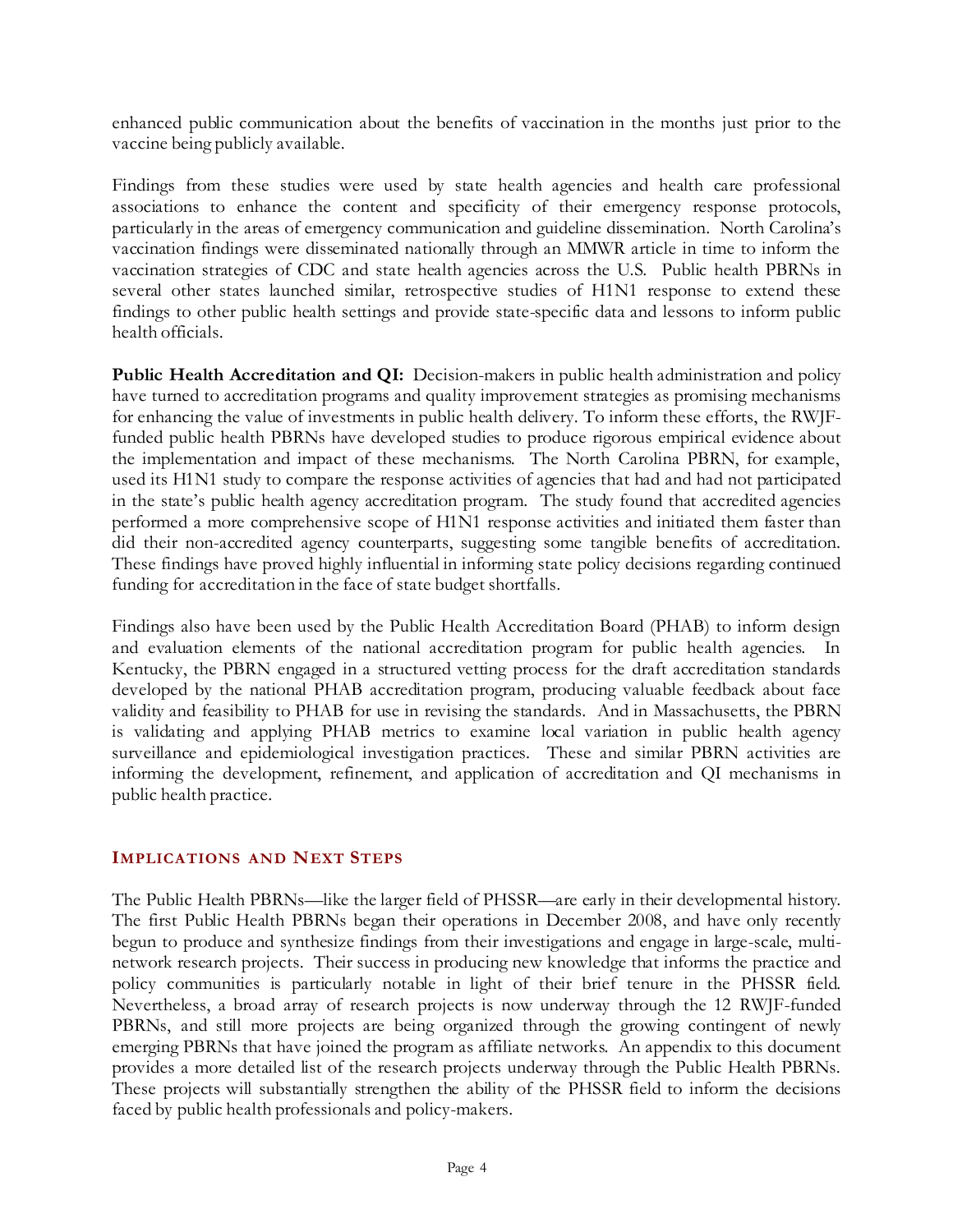enhanced public communication about the benefits of vaccination in the months just prior to the vaccine being publicly available.

Findings from these studies were used by state health agencies and health care professional associations to enhance the content and specificity of their emergency response protocols, particularly in the areas of emergency communication and guideline dissemination. North Carolina's vaccination findings were disseminated nationally through an MMWR article in time to inform the vaccination strategies of CDC and state health agencies across the U.S. Public health PBRNs in several other states launched similar, retrospective studies of H1N1 response to extend these findings to other public health settings and provide state-specific data and lessons to inform public health officials.

**Public Health Accreditation and QI:** Decision-makers in public health administration and policy have turned to accreditation programs and quality improvement strategies as promising mechanisms for enhancing the value of investments in public health delivery. To inform these efforts, the RWJF-funded public health PBRNs have developed studies to produce rigorous empirical evidence about the implementation and impact of these mechanisms. The North Carolina PBRN, for example, used its H1N1 study to compare the response activities of agencies that had and had not participated in the state's public health agency accreditation program. The study found that accredited agencies performed a more comprehensive scope of H1N1 response activities and initiated them faster than did their non-accredited agency counterparts, suggesting some tangible benefits of accreditation. These findings have proved highly influential in informing state policy decisions regarding continued funding for accreditation in the face of state budget shortfalls.

Findings also have been used by the Public Health Accreditation Board (PHAB) to inform design and evaluation elements of the national accreditation program for public health agencies. In Kentucky, the PBRN engaged in a structured vetting process for the draft accreditation standards developed by the national PHAB accreditation program, producing valuable feedback about face validity and feasibility to PHAB for use in revising the standards. And in Massachusetts, the PBRN is validating and applying PHAB metrics to examine local variation in public health agency surveillance and epidemiological investigation practices. These and similar PBRN activities are informing the development, refinement, and application of accreditation and QI mechanisms in public health practice.

## Implications and Next Steps

The Public Health PBRNs—like the larger field of PHSSR—are early in their developmental history. The first Public Health PBRNs began their operations in December 2008, and have only recently begun to produce and synthesize findings from their investigations and engage in large-scale, multi-network research projects. Their success in producing new knowledge that informs the practice and policy communities is particularly notable in light of their brief tenure in the PHSSR field. Nevertheless, a broad array of research projects is now underway through the 12 RWJF-funded PBRNs, and still more projects are being organized through the growing contingent of newly emerging PBRNs that have joined the program as affiliate networks. An appendix to this document provides a more detailed list of the research projects underway through the Public Health PBRNs. These projects will substantially strengthen the ability of the PHSSR field to inform the decisions faced by public health professionals and policy-makers.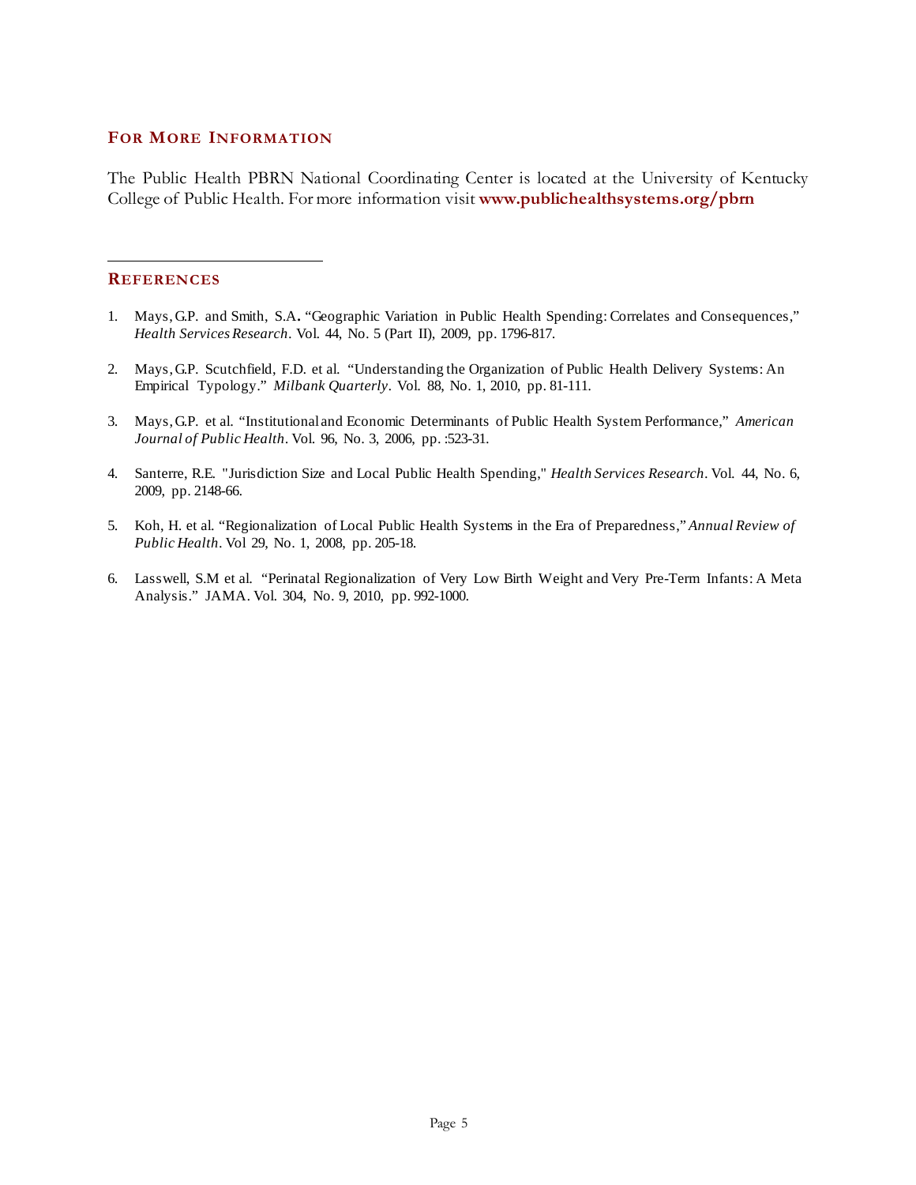## For More Information

The Public Health PBRN National Coordinating Center is located at the University of Kentucky College of Public Health. For more information visit **www.publichealthsystems.org/pbrn**

## References

1. Mays, G.P. and Smith, S.A. "Geographic Variation in Public Health Spending: Correlates and Consequences," *Health Services Research*. Vol. 44, No. 5 (Part II), 2009, pp. 1796-817.

2. Mays, G.P. Scutchfield, F.D. et al. "Understanding the Organization of Public Health Delivery Systems: An Empirical Typology." *Milbank Quarterly*. Vol. 88, No. 1, 2010, pp. 81-111.

3. Mays, G.P. et al. "Institutional and Economic Determinants of Public Health System Performance," *American Journal of Public Health*. Vol. 96, No. 3, 2006, pp. :523-31.

4. Santerre, R.E. "Jurisdiction Size and Local Public Health Spending," *Health Services Research*. Vol. 44, No. 6, 2009, pp. 2148-66.

5. Koh, H. et al. "Regionalization of Local Public Health Systems in the Era of Preparedness," *Annual Review of Public Health*. Vol 29, No. 1, 2008, pp. 205-18.

6. Lasswell, S.M et al. "Perinatal Regionalization of Very Low Birth Weight and Very Pre-Term Infants: A Meta Analysis." JAMA. Vol. 304, No. 9, 2010, pp. 992-1000.